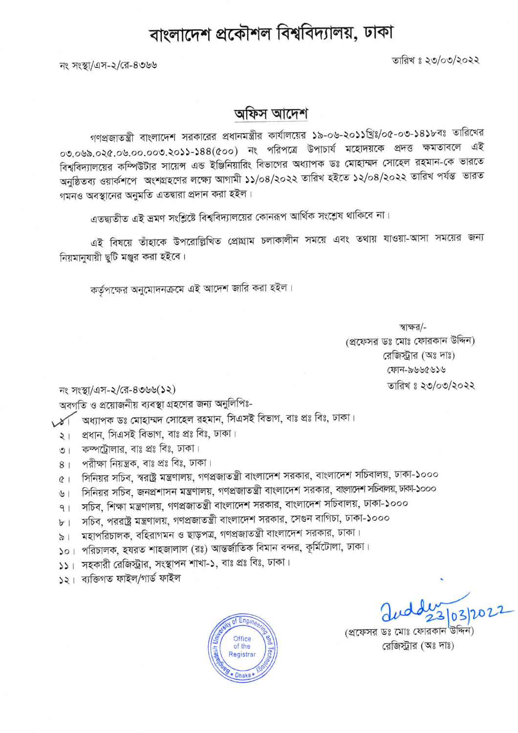# বাংলাদেশ প্রকৌশল বিশ্ববিদ্যালয়, ঢাকা

নং সংস্থা/এস-২/রে-৪৩৬৬

তারিখ ঃ ২৩/০৩/২০২২

## অফিস আদেশ

গণপ্রজাতন্ত্রী বাংলাদেশ সরকারের প্রধানমন্ত্রীর কার্যালয়ের ১৯-০৬-২০১১খ্রিঃ/০৫-০৩-১৪১৮বঃ তারিখের ০৩.০৬৯.০২৫.০৬.০০.০০৩.২০১১-১৪৪(৫০০) নং পরিপত্রে উপাচার্য মহোদয়কে প্রদত্ত ক্ষমতাবলে এই বিশ্ববিদ্যালয়ের কম্পিউটার সায়েন্স এন্ড ইঞ্জিনিয়ারিং বিভাগের অধ্যাপক ডঃ মোহাম্মদ সোহেল রহমান-কে ভারতে অনুষ্ঠিতব্য ওয়ার্কশপে অংশগ্রহণের লক্ষ্যে আগামী ১১/০৪/২০২২ তারিখ হইতে ১২/০৪/২০২২ তারিখ পর্যন্ত ভারত গমনও অবস্থানের অনুমতি এতদ্বারা প্রদান করা হইল।

এতদ্ব্যতীত এই ভ্রমণ সংশ্লিষ্টে বিশ্ববিদ্যালয়ের কোনরূপ আর্থিক সংশ্লেষ থাকিবে না।

এই বিষয়ে তাঁহাকে উপরোল্লিখিত প্রোগ্রাম চলাকালীন সময়ে এবং তথায় যাওয়া-আসা সময়ের জন্য নিয়মানুযায়ী ছুটি মঞ্জুর করা হইবে।

কর্তৃপক্ষের অনুমোদনক্রমে এই আদেশ জারি করা হইল।

স্বাক্ষর/-
(প্রফেসর ডঃ মোঃ ফোরকান উদ্দিন)
রেজিস্ট্রার (অঃ দাঃ)
ফোন-৯৬৬৫৬১৬
তারিখ ঃ ২৩/০৩/২০২২

নং সংস্থা/এস-২/রে-৪৩৬৬(১২)

অবগতি ও প্রয়োজনীয় ব্যবস্থা গ্রহণের জন্য অনুলিপিঃ-

১। অধ্যাপক ডঃ মোহাম্মদ সোহেল রহমান, সিএসই বিভাগ, বাঃ প্রঃ বিঃ, ঢাকা।
২। প্রধান, সিএসই বিভাগ, বাঃ প্রঃ বিঃ, ঢাকা।
৩। কম্পট্রোলার, বাঃ প্রঃ বিঃ, ঢাকা।
৪। পরীক্ষা নিয়ন্ত্রক, বাঃ প্রঃ বিঃ, ঢাকা।
৫। সিনিয়র সচিব, স্বরাষ্ট্র মন্ত্রণালয়, গণপ্রজাতন্ত্রী বাংলাদেশ সরকার, বাংলাদেশ সচিবালয়, ঢাকা-১০০০
৬। সিনিয়র সচিব, জনপ্রশাসন মন্ত্রণালয়, গণপ্রজাতন্ত্রী বাংলাদেশ সরকার, বাংলাদেশ সচিবালয়, ঢাকা-১০০০
৭। সচিব, শিক্ষা মন্ত্রণালয়, গণপ্রজাতন্ত্রী বাংলাদেশ সরকার, বাংলাদেশ সচিবালয়, ঢাকা-১০০০
৮। সচিব, পররাষ্ট্র মন্ত্রণালয়, গণপ্রজাতন্ত্রী বাংলাদেশ সরকার, সেগুন বাগিচা, ঢাকা-১০০০
৯। মহাপরিচালক, বহিরাগমন ও ছাড়পত্র, গণপ্রজাতন্ত্রী বাংলাদেশ সরকার, ঢাকা।
১০। পরিচালক, হযরত শাহজালাল (রঃ) আন্তর্জাতিক বিমান বন্দর, কূর্মিটোলা, ঢাকা।
১১। সহকারী রেজিস্ট্রার, সংস্থাপন শাখা-১, বাঃ প্রঃ বিঃ, ঢাকা।
১২। ব্যক্তিগত ফাইল/গার্ড ফাইল

Office of the Registrar
Bangladesh University of Engineering and Technology
Dhaka

23/03/2022
(প্রফেসর ডঃ মোঃ ফোরকান উদ্দিন)
রেজিস্ট্রার (অঃ দাঃ)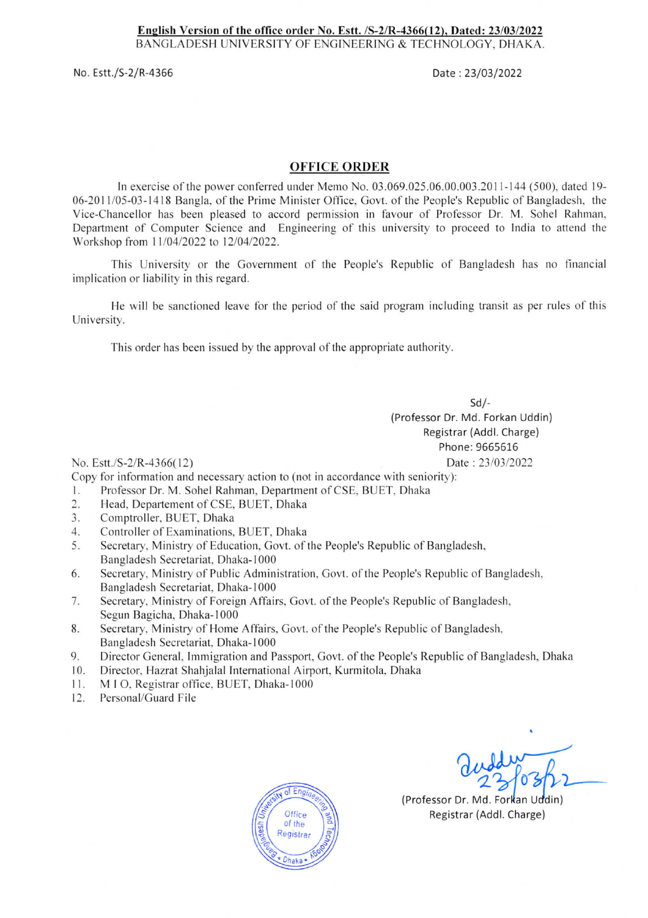**English Version of the office order No. Estt. /S-2/R-4366(12), Dated: 23/03/2022**
BANGLADESH UNIVERSITY OF ENGINEERING & TECHNOLOGY, DHAKA.

No. Estt./S-2/R-4366 Date : 23/03/2022

## OFFICE ORDER

In exercise of the power conferred under Memo No. 03.069.025.06.00.003.2011-144 (500), dated 19-06-2011/05-03-1418 Bangla, of the Prime Minister Office, Govt. of the People's Republic of Bangladesh, the Vice-Chancellor has been pleased to accord permission in favour of Professor Dr. M. Sohel Rahman, Department of Computer Science and Engineering of this university to proceed to India to attend the Workshop from 11/04/2022 to 12/04/2022.

This University or the Government of the People's Republic of Bangladesh has no financial implication or liability in this regard.

He will be sanctioned leave for the period of the said program including transit as per rules of this University.

This order has been issued by the approval of the appropriate authority.

Sd/-
(Professor Dr. Md. Forkan Uddin)
Registrar (Addl. Charge)
Phone: 9665616

No. Estt./S-2/R-4366(12) Date : 23/03/2022

Copy for information and necessary action to (not in accordance with seniority):

1. Professor Dr. M. Sohel Rahman, Department of CSE, BUET, Dhaka
2. Head, Departement of CSE, BUET, Dhaka
3. Comptroller, BUET, Dhaka
4. Controller of Examinations, BUET, Dhaka
5. Secretary, Ministry of Education, Govt. of the People's Republic of Bangladesh, Bangladesh Secretariat, Dhaka-1000
6. Secretary, Ministry of Public Administration, Govt. of the People's Republic of Bangladesh, Bangladesh Secretariat, Dhaka-1000
7. Secretary, Ministry of Foreign Affairs, Govt. of the People's Republic of Bangladesh, Segun Bagicha, Dhaka-1000
8. Secretary, Ministry of Home Affairs, Govt. of the People's Republic of Bangladesh, Bangladesh Secretariat, Dhaka-1000
9. Director General, Immigration and Passport, Govt. of the People's Republic of Bangladesh, Dhaka
10. Director, Hazrat Shahjalal International Airport, Kurmitola, Dhaka
11. M I O, Registrar office, BUET, Dhaka-1000
12. Personal/Guard File

23/03/22
(Professor Dr. Md. Forkan Uddin)
Registrar (Addl. Charge)